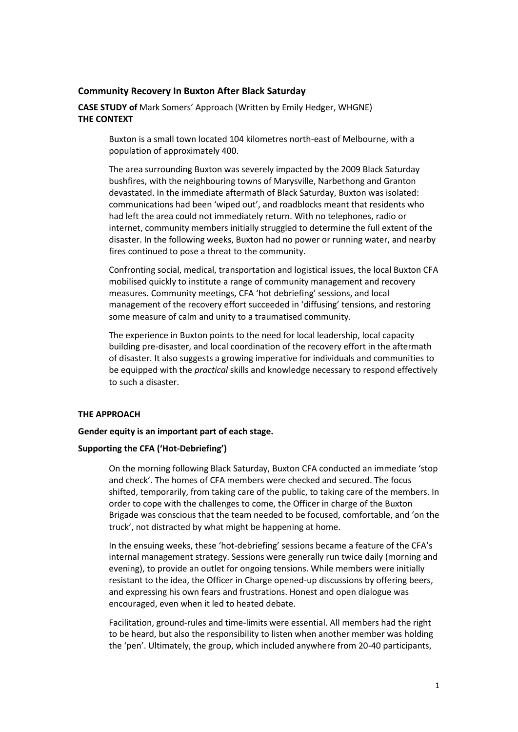## Community Recovery In Buxton After Black Saturday

**CASE STUDY of** Mark Somers' Approach (Written by Emily Hedger, WHGNE)

**THE CONTEXT**

Buxton is a small town located 104 kilometres north-east of Melbourne, with a population of approximately 400.

The area surrounding Buxton was severely impacted by the 2009 Black Saturday bushfires, with the neighbouring towns of Marysville, Narbethong and Granton devastated. In the immediate aftermath of Black Saturday, Buxton was isolated: communications had been 'wiped out', and roadblocks meant that residents who had left the area could not immediately return. With no telephones, radio or internet, community members initially struggled to determine the full extent of the disaster. In the following weeks, Buxton had no power or running water, and nearby fires continued to pose a threat to the community.

Confronting social, medical, transportation and logistical issues, the local Buxton CFA mobilised quickly to institute a range of community management and recovery measures. Community meetings, CFA 'hot debriefing' sessions, and local management of the recovery effort succeeded in 'diffusing' tensions, and restoring some measure of calm and unity to a traumatised community.

The experience in Buxton points to the need for local leadership, local capacity building pre-disaster, and local coordination of the recovery effort in the aftermath of disaster. It also suggests a growing imperative for individuals and communities to be equipped with the *practical* skills and knowledge necessary to respond effectively to such a disaster.

**THE APPROACH**

**Gender equity is an important part of each stage.**

**Supporting the CFA ('Hot-Debriefing')**

On the morning following Black Saturday, Buxton CFA conducted an immediate 'stop and check'. The homes of CFA members were checked and secured. The focus shifted, temporarily, from taking care of the public, to taking care of the members. In order to cope with the challenges to come, the Officer in charge of the Buxton Brigade was conscious that the team needed to be focused, comfortable, and 'on the truck', not distracted by what might be happening at home.

In the ensuing weeks, these 'hot-debriefing' sessions became a feature of the CFA's internal management strategy. Sessions were generally run twice daily (morning and evening), to provide an outlet for ongoing tensions. While members were initially resistant to the idea, the Officer in Charge opened-up discussions by offering beers, and expressing his own fears and frustrations. Honest and open dialogue was encouraged, even when it led to heated debate.

Facilitation, ground-rules and time-limits were essential. All members had the right to be heard, but also the responsibility to listen when another member was holding the 'pen'. Ultimately, the group, which included anywhere from 20-40 participants,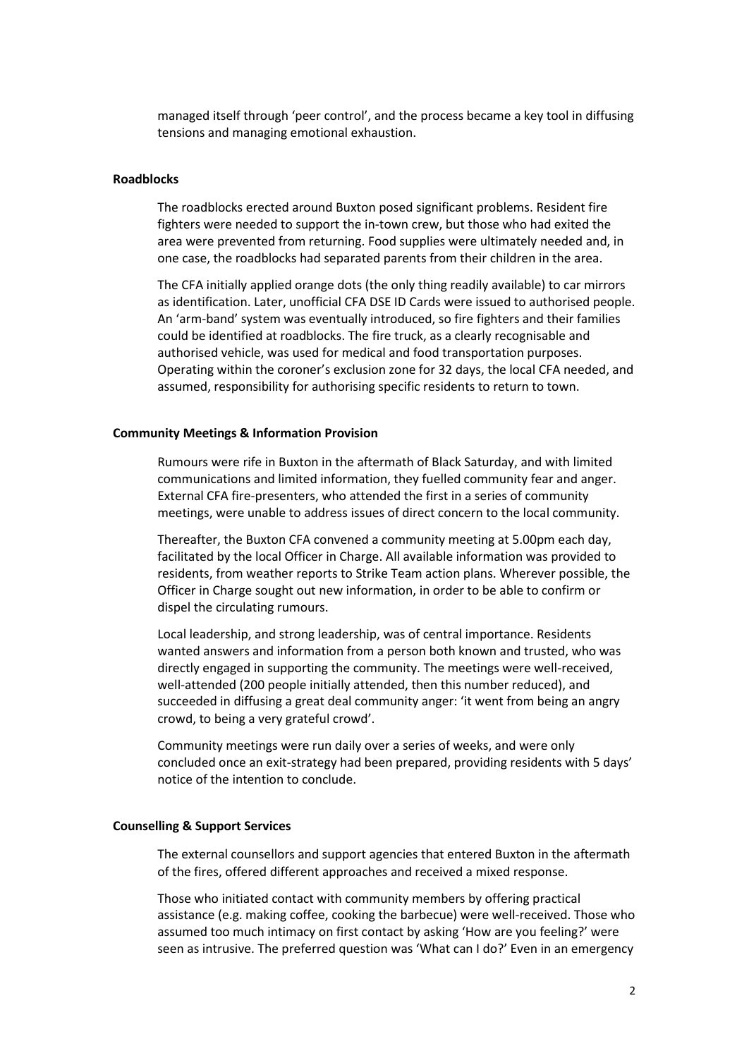managed itself through 'peer control', and the process became a key tool in diffusing tensions and managing emotional exhaustion.

**Roadblocks**

The roadblocks erected around Buxton posed significant problems. Resident fire fighters were needed to support the in-town crew, but those who had exited the area were prevented from returning. Food supplies were ultimately needed and, in one case, the roadblocks had separated parents from their children in the area.

The CFA initially applied orange dots (the only thing readily available) to car mirrors as identification. Later, unofficial CFA DSE ID Cards were issued to authorised people. An 'arm-band' system was eventually introduced, so fire fighters and their families could be identified at roadblocks. The fire truck, as a clearly recognisable and authorised vehicle, was used for medical and food transportation purposes. Operating within the coroner's exclusion zone for 32 days, the local CFA needed, and assumed, responsibility for authorising specific residents to return to town.

**Community Meetings & Information Provision**

Rumours were rife in Buxton in the aftermath of Black Saturday, and with limited communications and limited information, they fuelled community fear and anger. External CFA fire-presenters, who attended the first in a series of community meetings, were unable to address issues of direct concern to the local community.

Thereafter, the Buxton CFA convened a community meeting at 5.00pm each day, facilitated by the local Officer in Charge. All available information was provided to residents, from weather reports to Strike Team action plans. Wherever possible, the Officer in Charge sought out new information, in order to be able to confirm or dispel the circulating rumours.

Local leadership, and strong leadership, was of central importance. Residents wanted answers and information from a person both known and trusted, who was directly engaged in supporting the community. The meetings were well-received, well-attended (200 people initially attended, then this number reduced), and succeeded in diffusing a great deal community anger: 'it went from being an angry crowd, to being a very grateful crowd'.

Community meetings were run daily over a series of weeks, and were only concluded once an exit-strategy had been prepared, providing residents with 5 days' notice of the intention to conclude.

**Counselling & Support Services**

The external counsellors and support agencies that entered Buxton in the aftermath of the fires, offered different approaches and received a mixed response.

Those who initiated contact with community members by offering practical assistance (e.g. making coffee, cooking the barbecue) were well-received. Those who assumed too much intimacy on first contact by asking 'How are you feeling?' were seen as intrusive. The preferred question was 'What can I do?' Even in an emergency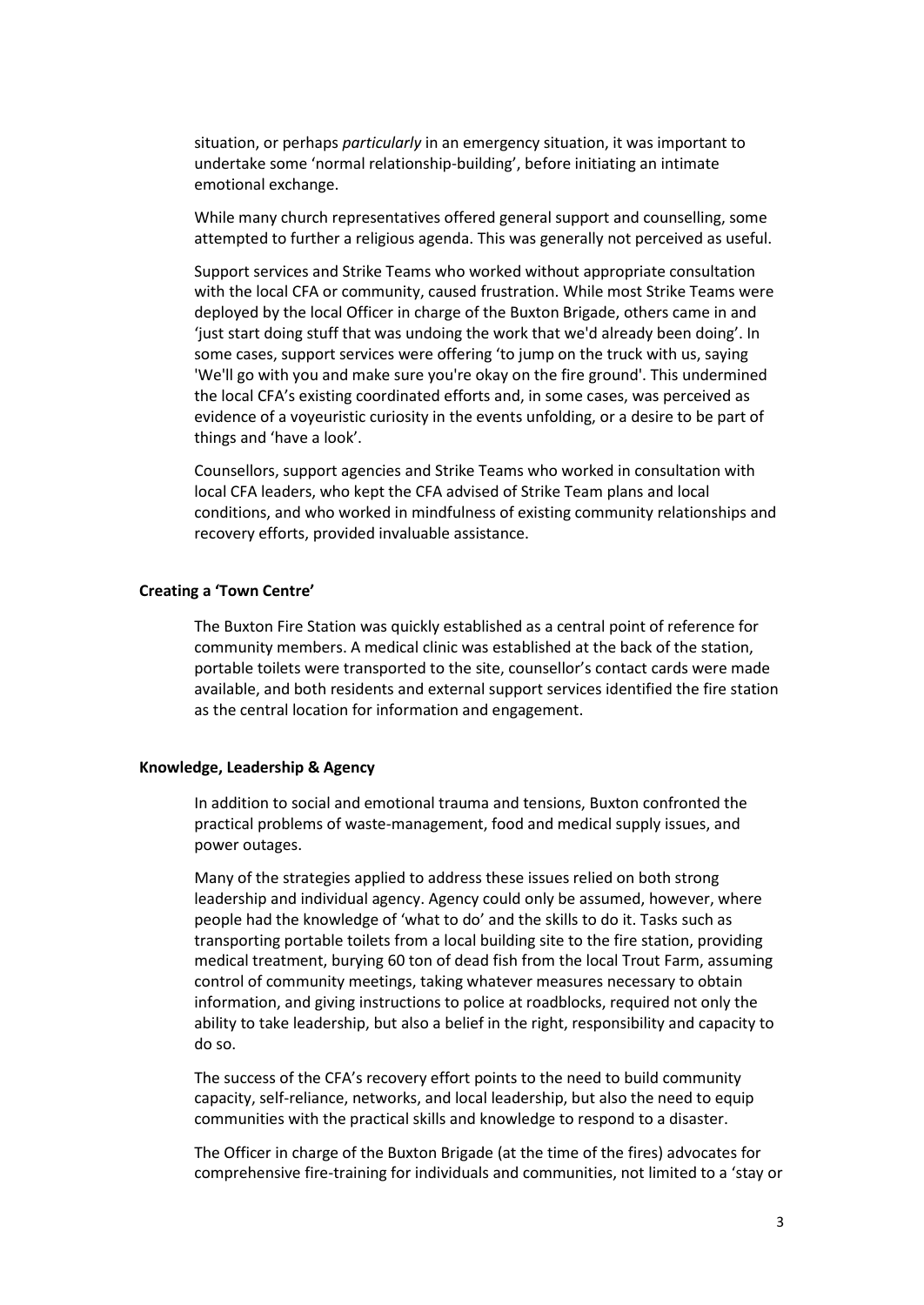situation, or perhaps *particularly* in an emergency situation, it was important to undertake some 'normal relationship-building', before initiating an intimate emotional exchange.

While many church representatives offered general support and counselling, some attempted to further a religious agenda. This was generally not perceived as useful.

Support services and Strike Teams who worked without appropriate consultation with the local CFA or community, caused frustration. While most Strike Teams were deployed by the local Officer in charge of the Buxton Brigade, others came in and 'just start doing stuff that was undoing the work that we'd already been doing'. In some cases, support services were offering 'to jump on the truck with us, saying 'We'll go with you and make sure you're okay on the fire ground'. This undermined the local CFA's existing coordinated efforts and, in some cases, was perceived as evidence of a voyeuristic curiosity in the events unfolding, or a desire to be part of things and 'have a look'.

Counsellors, support agencies and Strike Teams who worked in consultation with local CFA leaders, who kept the CFA advised of Strike Team plans and local conditions, and who worked in mindfulness of existing community relationships and recovery efforts, provided invaluable assistance.

**Creating a 'Town Centre'**

The Buxton Fire Station was quickly established as a central point of reference for community members. A medical clinic was established at the back of the station, portable toilets were transported to the site, counsellor's contact cards were made available, and both residents and external support services identified the fire station as the central location for information and engagement.

**Knowledge, Leadership & Agency**

In addition to social and emotional trauma and tensions, Buxton confronted the practical problems of waste-management, food and medical supply issues, and power outages.

Many of the strategies applied to address these issues relied on both strong leadership and individual agency. Agency could only be assumed, however, where people had the knowledge of 'what to do' and the skills to do it. Tasks such as transporting portable toilets from a local building site to the fire station, providing medical treatment, burying 60 ton of dead fish from the local Trout Farm, assuming control of community meetings, taking whatever measures necessary to obtain information, and giving instructions to police at roadblocks, required not only the ability to take leadership, but also a belief in the right, responsibility and capacity to do so.

The success of the CFA's recovery effort points to the need to build community capacity, self-reliance, networks, and local leadership, but also the need to equip communities with the practical skills and knowledge to respond to a disaster.

The Officer in charge of the Buxton Brigade (at the time of the fires) advocates for comprehensive fire-training for individuals and communities, not limited to a 'stay or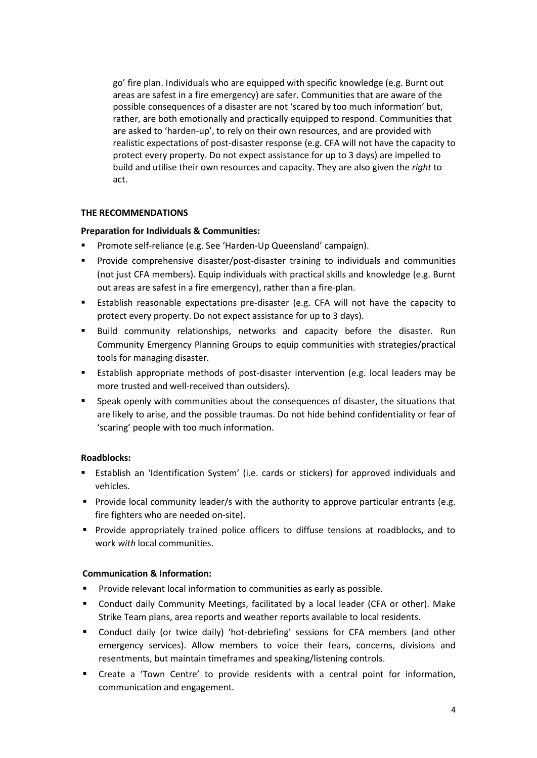go' fire plan. Individuals who are equipped with specific knowledge (e.g. Burnt out areas are safest in a fire emergency) are safer. Communities that are aware of the possible consequences of a disaster are not 'scared by too much information' but, rather, are both emotionally and practically equipped to respond. Communities that are asked to 'harden-up', to rely on their own resources, and are provided with realistic expectations of post-disaster response (e.g. CFA will not have the capacity to protect every property. Do not expect assistance for up to 3 days) are impelled to build and utilise their own resources and capacity. They are also given the *right* to act.

**THE RECOMMENDATIONS**

**Preparation for Individuals & Communities:**

- Promote self-reliance (e.g. See 'Harden-Up Queensland' campaign).
- Provide comprehensive disaster/post-disaster training to individuals and communities (not just CFA members). Equip individuals with practical skills and knowledge (e.g. Burnt out areas are safest in a fire emergency), rather than a fire-plan.
- Establish reasonable expectations pre-disaster (e.g. CFA will not have the capacity to protect every property. Do not expect assistance for up to 3 days).
- Build community relationships, networks and capacity before the disaster. Run Community Emergency Planning Groups to equip communities with strategies/practical tools for managing disaster.
- Establish appropriate methods of post-disaster intervention (e.g. local leaders may be more trusted and well-received than outsiders).
- Speak openly with communities about the consequences of disaster, the situations that are likely to arise, and the possible traumas. Do not hide behind confidentiality or fear of 'scaring' people with too much information.

**Roadblocks:**

- Establish an 'Identification System' (i.e. cards or stickers) for approved individuals and vehicles.
- Provide local community leader/s with the authority to approve particular entrants (e.g. fire fighters who are needed on-site).
- Provide appropriately trained police officers to diffuse tensions at roadblocks, and to work *with* local communities.

**Communication & Information:**

- Provide relevant local information to communities as early as possible.
- Conduct daily Community Meetings, facilitated by a local leader (CFA or other). Make Strike Team plans, area reports and weather reports available to local residents.
- Conduct daily (or twice daily) 'hot-debriefing' sessions for CFA members (and other emergency services). Allow members to voice their fears, concerns, divisions and resentments, but maintain timeframes and speaking/listening controls.
- Create a 'Town Centre' to provide residents with a central point for information, communication and engagement.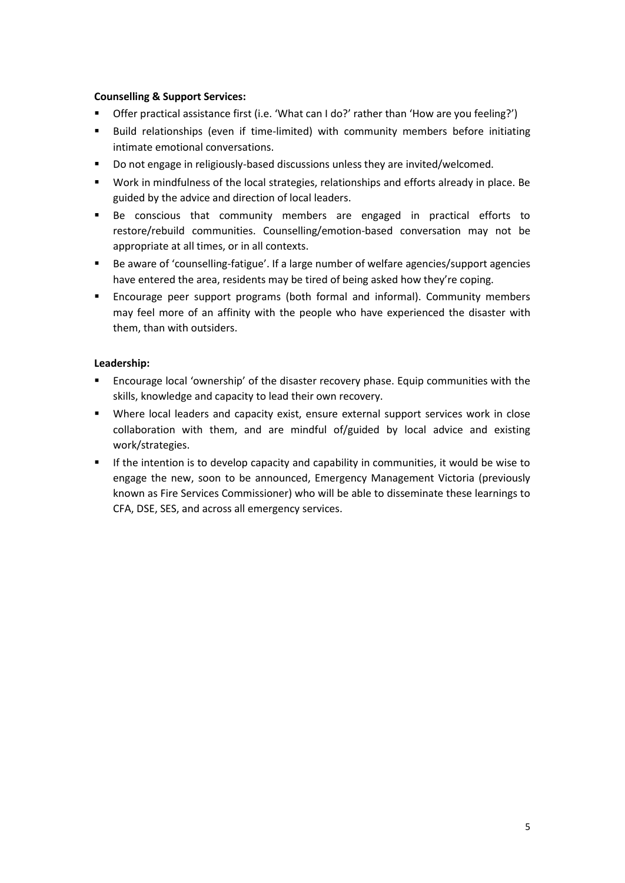**Counselling & Support Services:**

- Offer practical assistance first (i.e. 'What can I do?' rather than 'How are you feeling?')
- Build relationships (even if time-limited) with community members before initiating intimate emotional conversations.
- Do not engage in religiously-based discussions unless they are invited/welcomed.
- Work in mindfulness of the local strategies, relationships and efforts already in place. Be guided by the advice and direction of local leaders.
- Be conscious that community members are engaged in practical efforts to restore/rebuild communities. Counselling/emotion-based conversation may not be appropriate at all times, or in all contexts.
- Be aware of 'counselling-fatigue'. If a large number of welfare agencies/support agencies have entered the area, residents may be tired of being asked how they're coping.
- Encourage peer support programs (both formal and informal). Community members may feel more of an affinity with the people who have experienced the disaster with them, than with outsiders.

**Leadership:**

- Encourage local 'ownership' of the disaster recovery phase. Equip communities with the skills, knowledge and capacity to lead their own recovery.
- Where local leaders and capacity exist, ensure external support services work in close collaboration with them, and are mindful of/guided by local advice and existing work/strategies.
- If the intention is to develop capacity and capability in communities, it would be wise to engage the new, soon to be announced, Emergency Management Victoria (previously known as Fire Services Commissioner) who will be able to disseminate these learnings to CFA, DSE, SES, and across all emergency services.